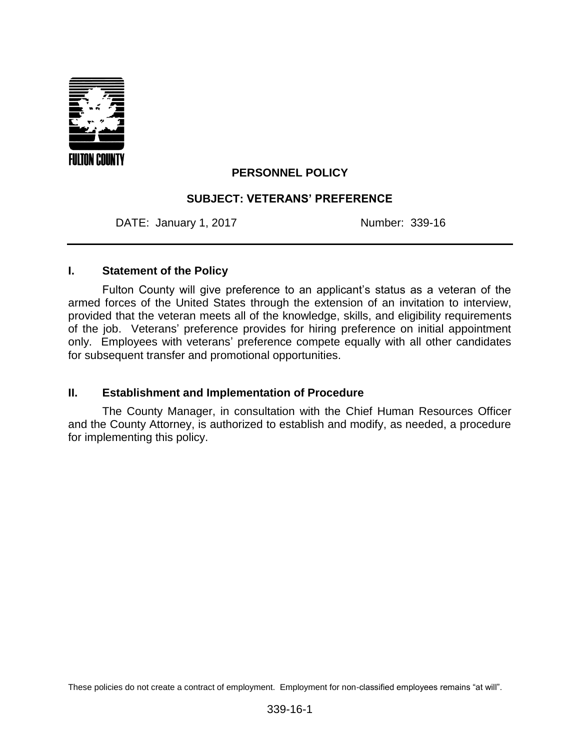FULTON COUNTY

# PERSONNEL POLICY

## SUBJECT: VETERANS' PREFERENCE

DATE: January 1, 2017 Number: 339-16

---

### I. Statement of the Policy

Fulton County will give preference to an applicant's status as a veteran of the armed forces of the United States through the extension of an invitation to interview, provided that the veteran meets all of the knowledge, skills, and eligibility requirements of the job. Veterans' preference provides for hiring preference on initial appointment only. Employees with veterans' preference compete equally with all other candidates for subsequent transfer and promotional opportunities.

### II. Establishment and Implementation of Procedure

The County Manager, in consultation with the Chief Human Resources Officer and the County Attorney, is authorized to establish and modify, as needed, a procedure for implementing this policy.

These policies do not create a contract of employment. Employment for non-classified employees remains "at will".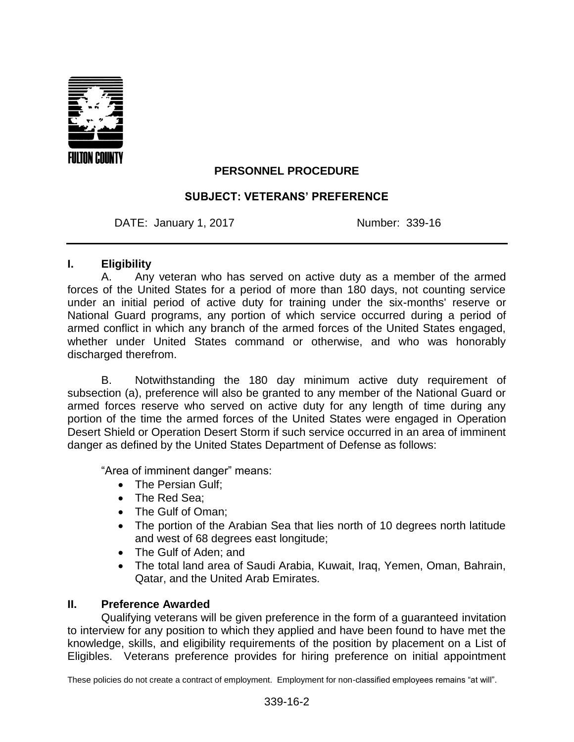FULTON COUNTY

**PERSONNEL PROCEDURE**

**SUBJECT: VETERANS' PREFERENCE**

DATE: January 1, 2017 Number: 339-16

## I. Eligibility

A. Any veteran who has served on active duty as a member of the armed forces of the United States for a period of more than 180 days, not counting service under an initial period of active duty for training under the six-months' reserve or National Guard programs, any portion of which service occurred during a period of armed conflict in which any branch of the armed forces of the United States engaged, whether under United States command or otherwise, and who was honorably discharged therefrom.

B. Notwithstanding the 180 day minimum active duty requirement of subsection (a), preference will also be granted to any member of the National Guard or armed forces reserve who served on active duty for any length of time during any portion of the time the armed forces of the United States were engaged in Operation Desert Shield or Operation Desert Storm if such service occurred in an area of imminent danger as defined by the United States Department of Defense as follows:

"Area of imminent danger" means:

- The Persian Gulf;
- The Red Sea;
- The Gulf of Oman;
- The portion of the Arabian Sea that lies north of 10 degrees north latitude and west of 68 degrees east longitude;
- The Gulf of Aden; and
- The total land area of Saudi Arabia, Kuwait, Iraq, Yemen, Oman, Bahrain, Qatar, and the United Arab Emirates.

## II. Preference Awarded

Qualifying veterans will be given preference in the form of a guaranteed invitation to interview for any position to which they applied and have been found to have met the knowledge, skills, and eligibility requirements of the position by placement on a List of Eligibles. Veterans preference provides for hiring preference on initial appointment

These policies do not create a contract of employment. Employment for non-classified employees remains "at will".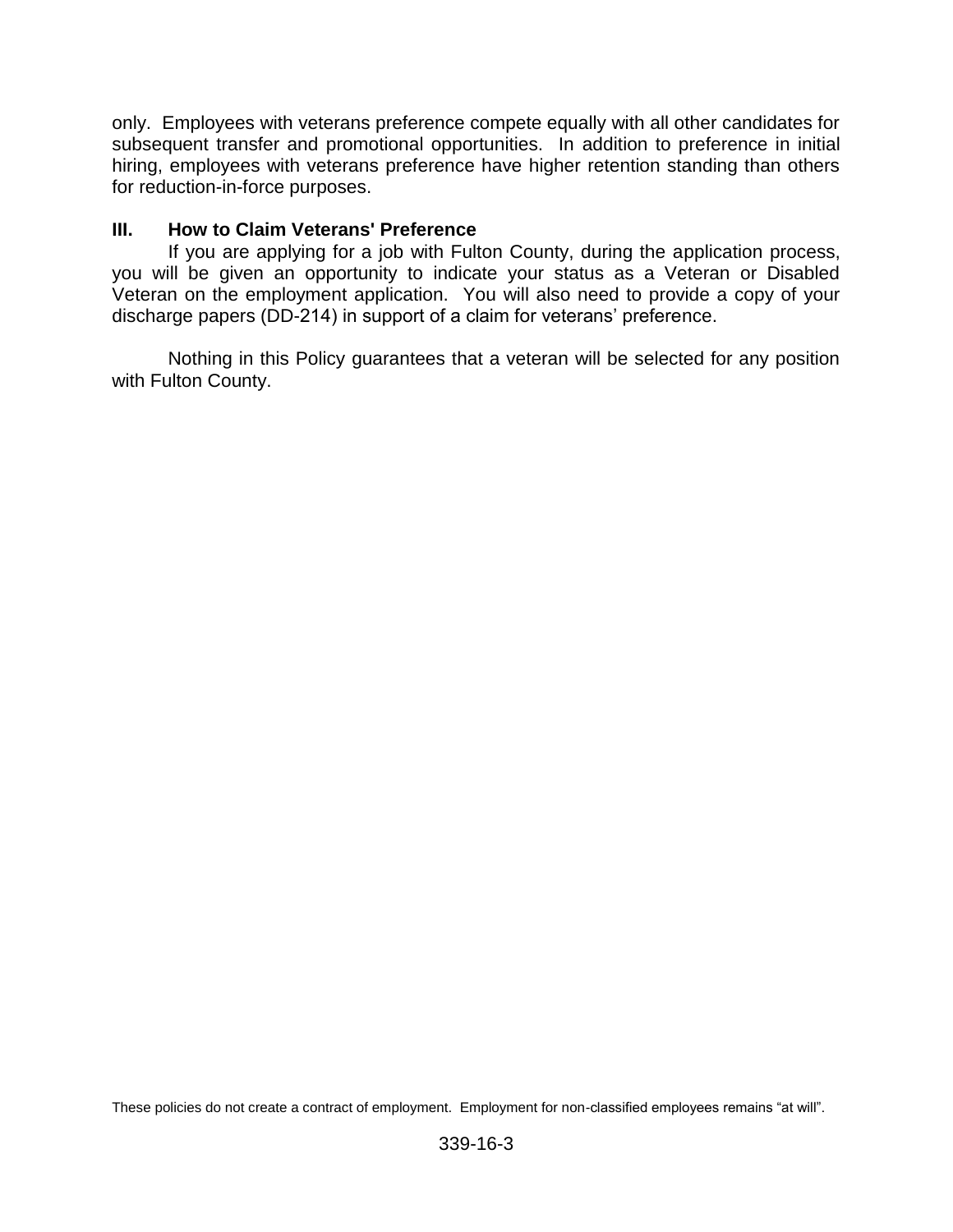only. Employees with veterans preference compete equally with all other candidates for subsequent transfer and promotional opportunities. In addition to preference in initial hiring, employees with veterans preference have higher retention standing than others for reduction-in-force purposes.

## III. How to Claim Veterans' Preference

If you are applying for a job with Fulton County, during the application process, you will be given an opportunity to indicate your status as a Veteran or Disabled Veteran on the employment application. You will also need to provide a copy of your discharge papers (DD-214) in support of a claim for veterans' preference.

Nothing in this Policy guarantees that a veteran will be selected for any position with Fulton County.

These policies do not create a contract of employment. Employment for non-classified employees remains "at will".